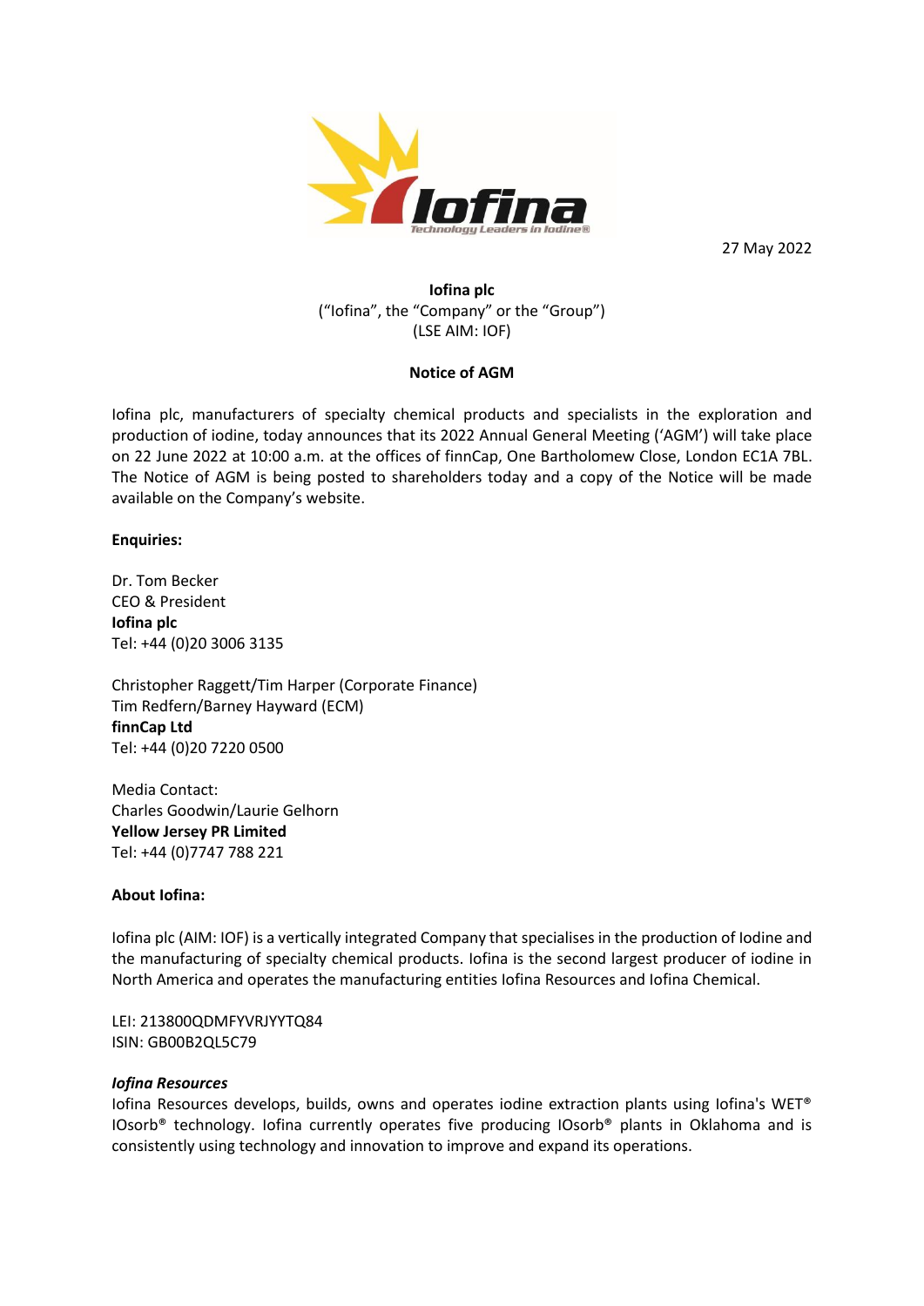27 May 2022

**Iofina plc**
("Iofina", the "Company" or the "Group")
(LSE AIM: IOF)

**Notice of AGM**

Iofina plc, manufacturers of specialty chemical products and specialists in the exploration and production of iodine, today announces that its 2022 Annual General Meeting ('AGM') will take place on 22 June 2022 at 10:00 a.m. at the offices of finnCap, One Bartholomew Close, London EC1A 7BL. The Notice of AGM is being posted to shareholders today and a copy of the Notice will be made available on the Company's website.

**Enquiries:**

Dr. Tom Becker
CEO & President
**Iofina plc**
Tel: +44 (0)20 3006 3135

Christopher Raggett/Tim Harper (Corporate Finance)
Tim Redfern/Barney Hayward (ECM)
**finnCap Ltd**
Tel: +44 (0)20 7220 0500

Media Contact:
Charles Goodwin/Laurie Gelhorn
**Yellow Jersey PR Limited**
Tel: +44 (0)7747 788 221

**About Iofina:**

Iofina plc (AIM: IOF) is a vertically integrated Company that specialises in the production of Iodine and the manufacturing of specialty chemical products. Iofina is the second largest producer of iodine in North America and operates the manufacturing entities Iofina Resources and Iofina Chemical.

LEI: 213800QDMFYVRJYYTQ84
ISIN: GB00B2QL5C79

***Iofina Resources***
Iofina Resources develops, builds, owns and operates iodine extraction plants using Iofina's WET® IOsorb® technology. Iofina currently operates five producing IOsorb® plants in Oklahoma and is consistently using technology and innovation to improve and expand its operations.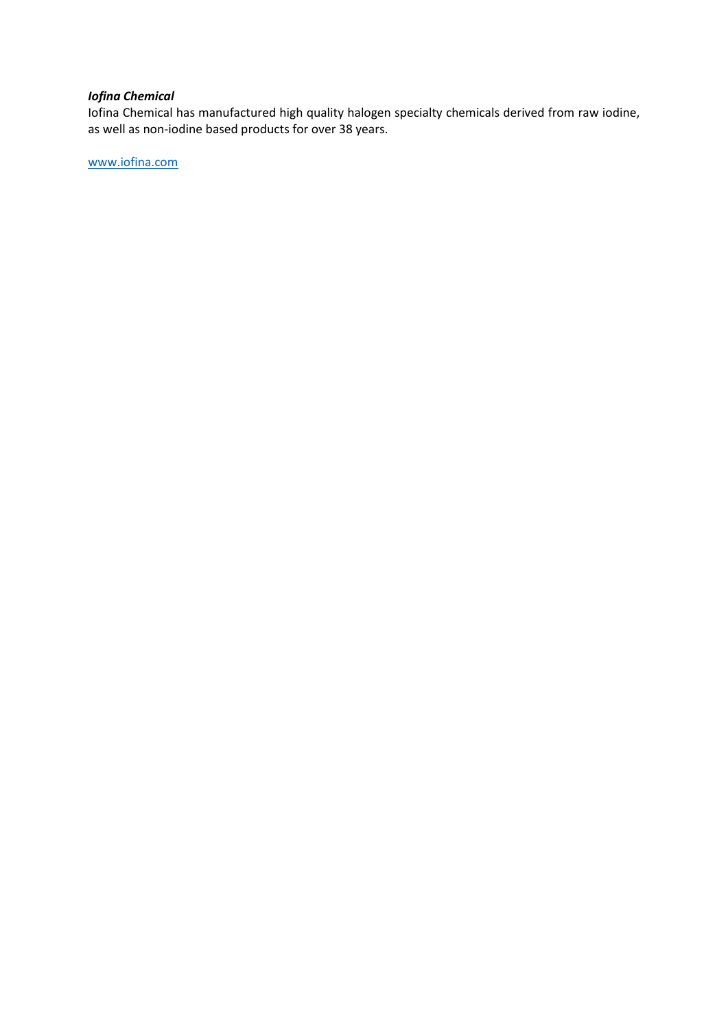***Iofina Chemical***

Iofina Chemical has manufactured high quality halogen specialty chemicals derived from raw iodine, as well as non-iodine based products for over 38 years.

[www.iofina.com](http://www.iofina.com)